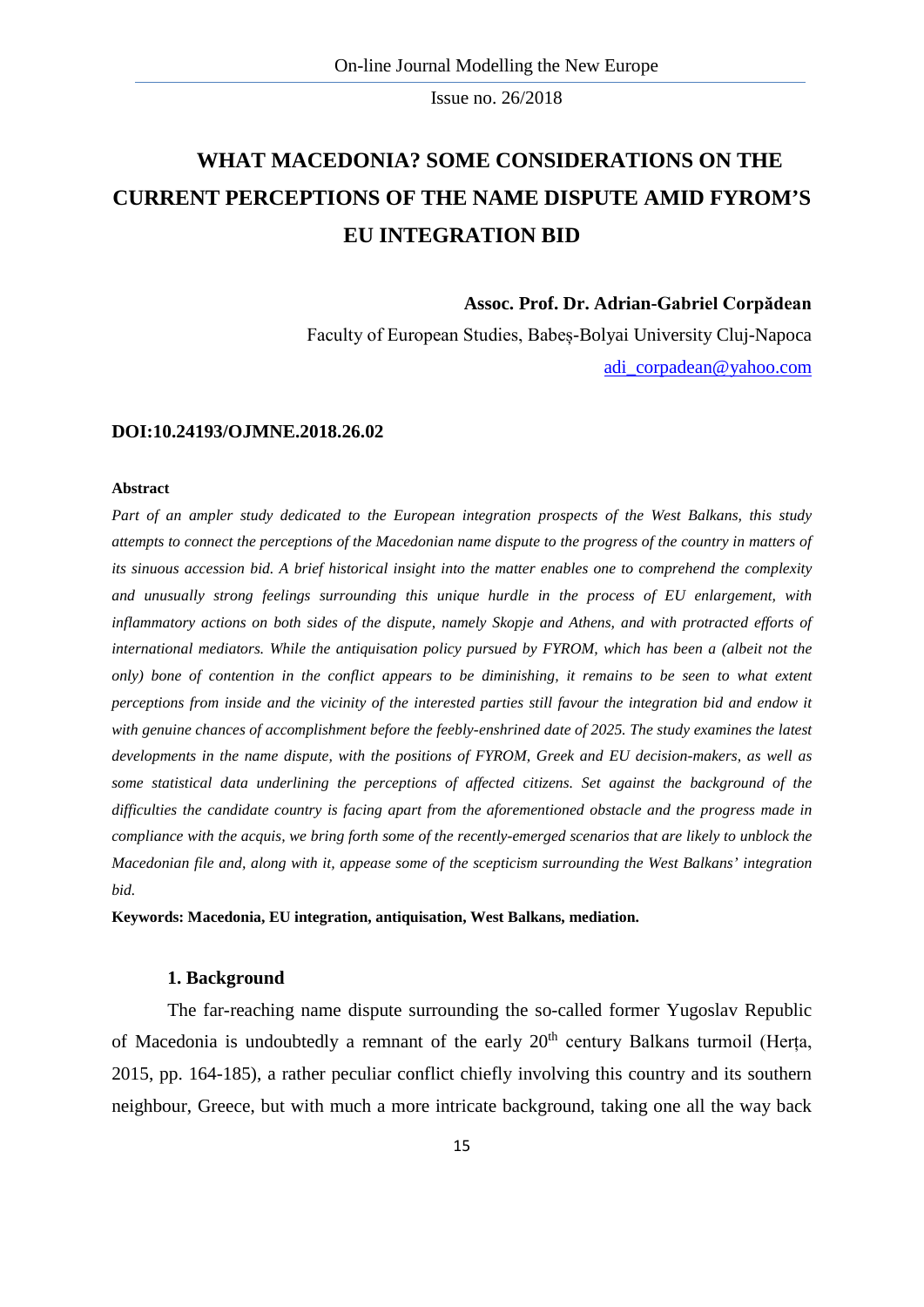# WHAT MACEDONIA? SOME CONSIDERATIONS ON THE CURRENT PERCEPTIONS OF THE NAME DISPUTE AMID FYROM'S EU INTEGRATION BID

**Assoc. Prof. Dr. Adrian-Gabriel Corpădean**

Faculty of European Studies, Babeș-Bolyai University Cluj-Napoca

adi_corpadean@yahoo.com

**DOI:10.24193/OJMNE.2018.26.02**

**Abstract**

*Part of an ampler study dedicated to the European integration prospects of the West Balkans, this study attempts to connect the perceptions of the Macedonian name dispute to the progress of the country in matters of its sinuous accession bid. A brief historical insight into the matter enables one to comprehend the complexity and unusually strong feelings surrounding this unique hurdle in the process of EU enlargement, with inflammatory actions on both sides of the dispute, namely Skopje and Athens, and with protracted efforts of international mediators. While the antiquisation policy pursued by FYROM, which has been a (albeit not the only) bone of contention in the conflict appears to be diminishing, it remains to be seen to what extent perceptions from inside and the vicinity of the interested parties still favour the integration bid and endow it with genuine chances of accomplishment before the feebly-enshrined date of 2025. The study examines the latest developments in the name dispute, with the positions of FYROM, Greek and EU decision-makers, as well as some statistical data underlining the perceptions of affected citizens. Set against the background of the difficulties the candidate country is facing apart from the aforementioned obstacle and the progress made in compliance with the acquis, we bring forth some of the recently-emerged scenarios that are likely to unblock the Macedonian file and, along with it, appease some of the scepticism surrounding the West Balkans' integration bid.*

**Keywords: Macedonia, EU integration, antiquisation, West Balkans, mediation.**

## 1. Background

The far-reaching name dispute surrounding the so-called former Yugoslav Republic of Macedonia is undoubtedly a remnant of the early 20th century Balkans turmoil (Herța, 2015, pp. 164-185), a rather peculiar conflict chiefly involving this country and its southern neighbour, Greece, but with much a more intricate background, taking one all the way back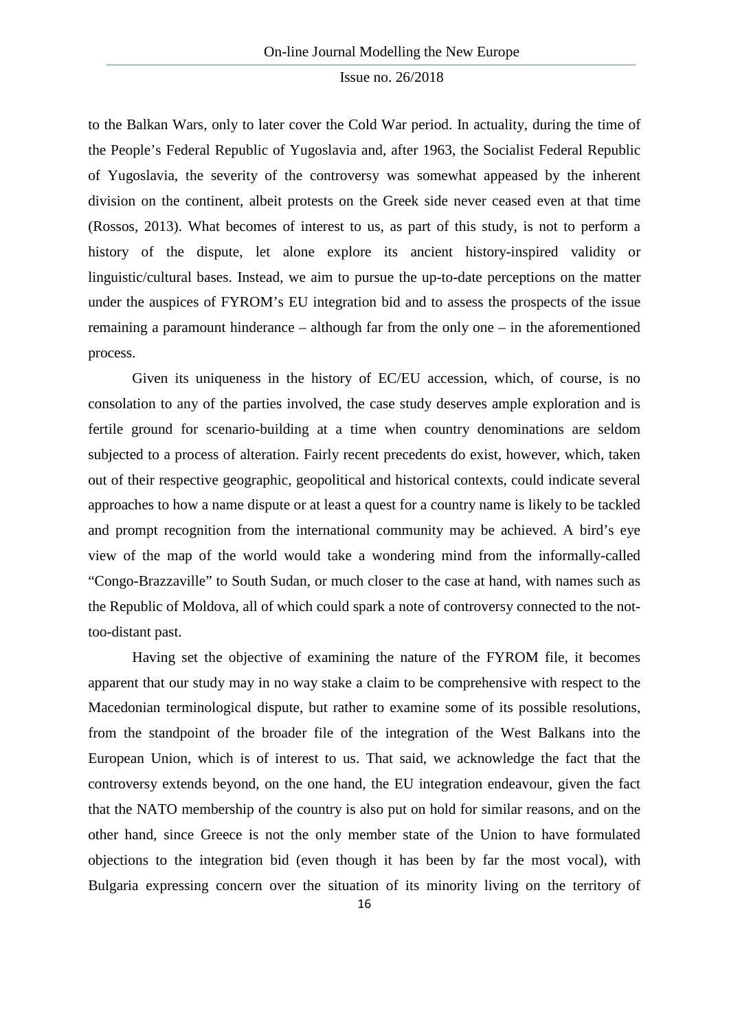to the Balkan Wars, only to later cover the Cold War period. In actuality, during the time of the People's Federal Republic of Yugoslavia and, after 1963, the Socialist Federal Republic of Yugoslavia, the severity of the controversy was somewhat appeased by the inherent division on the continent, albeit protests on the Greek side never ceased even at that time (Rossos, 2013). What becomes of interest to us, as part of this study, is not to perform a history of the dispute, let alone explore its ancient history-inspired validity or linguistic/cultural bases. Instead, we aim to pursue the up-to-date perceptions on the matter under the auspices of FYROM's EU integration bid and to assess the prospects of the issue remaining a paramount hinderance – although far from the only one – in the aforementioned process.

Given its uniqueness in the history of EC/EU accession, which, of course, is no consolation to any of the parties involved, the case study deserves ample exploration and is fertile ground for scenario-building at a time when country denominations are seldom subjected to a process of alteration. Fairly recent precedents do exist, however, which, taken out of their respective geographic, geopolitical and historical contexts, could indicate several approaches to how a name dispute or at least a quest for a country name is likely to be tackled and prompt recognition from the international community may be achieved. A bird's eye view of the map of the world would take a wondering mind from the informally-called "Congo-Brazzaville" to South Sudan, or much closer to the case at hand, with names such as the Republic of Moldova, all of which could spark a note of controversy connected to the not-too-distant past.

Having set the objective of examining the nature of the FYROM file, it becomes apparent that our study may in no way stake a claim to be comprehensive with respect to the Macedonian terminological dispute, but rather to examine some of its possible resolutions, from the standpoint of the broader file of the integration of the West Balkans into the European Union, which is of interest to us. That said, we acknowledge the fact that the controversy extends beyond, on the one hand, the EU integration endeavour, given the fact that the NATO membership of the country is also put on hold for similar reasons, and on the other hand, since Greece is not the only member state of the Union to have formulated objections to the integration bid (even though it has been by far the most vocal), with Bulgaria expressing concern over the situation of its minority living on the territory of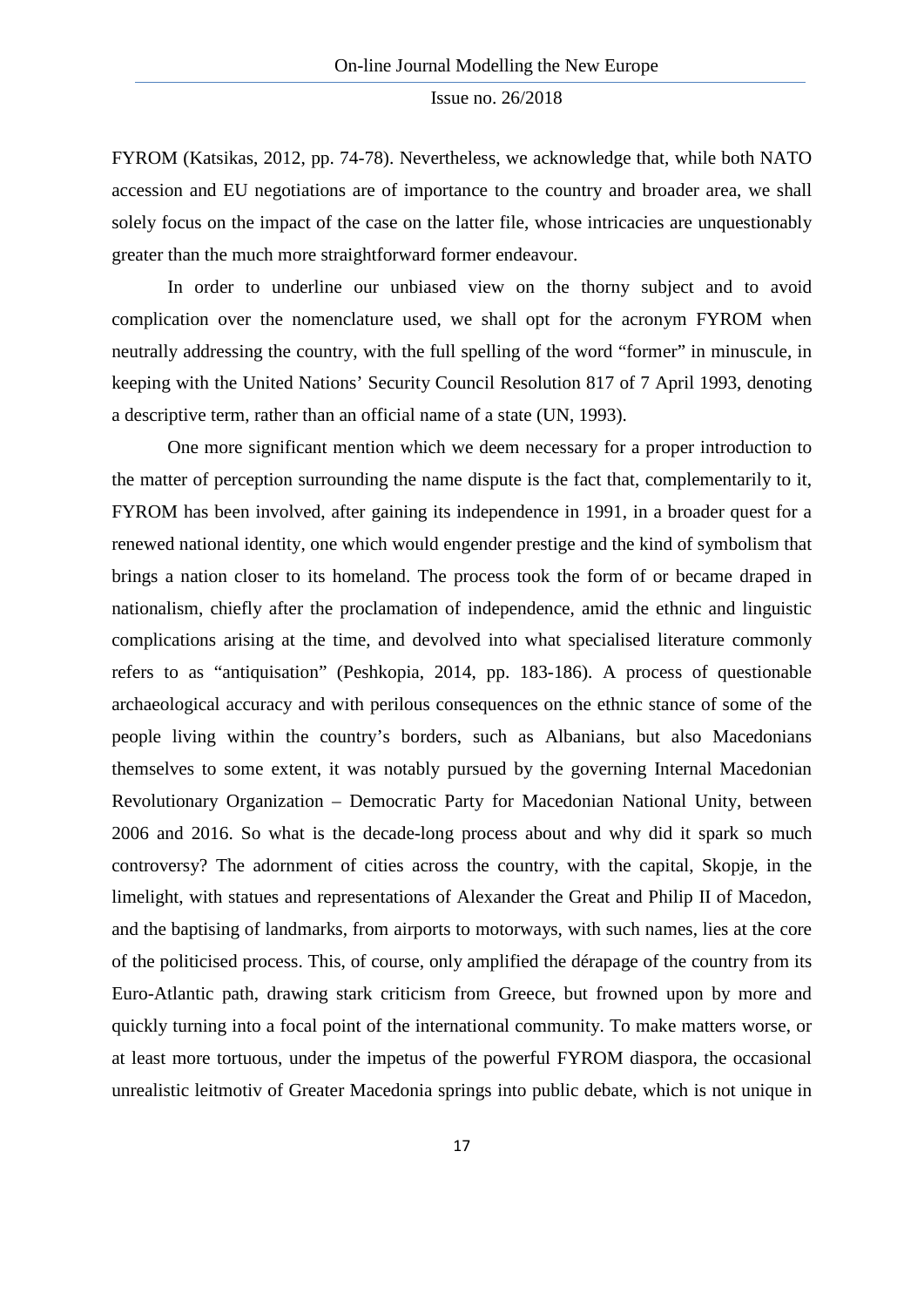FYROM (Katsikas, 2012, pp. 74-78). Nevertheless, we acknowledge that, while both NATO accession and EU negotiations are of importance to the country and broader area, we shall solely focus on the impact of the case on the latter file, whose intricacies are unquestionably greater than the much more straightforward former endeavour.

In order to underline our unbiased view on the thorny subject and to avoid complication over the nomenclature used, we shall opt for the acronym FYROM when neutrally addressing the country, with the full spelling of the word "former" in minuscule, in keeping with the United Nations' Security Council Resolution 817 of 7 April 1993, denoting a descriptive term, rather than an official name of a state (UN, 1993).

One more significant mention which we deem necessary for a proper introduction to the matter of perception surrounding the name dispute is the fact that, complementarily to it, FYROM has been involved, after gaining its independence in 1991, in a broader quest for a renewed national identity, one which would engender prestige and the kind of symbolism that brings a nation closer to its homeland. The process took the form of or became draped in nationalism, chiefly after the proclamation of independence, amid the ethnic and linguistic complications arising at the time, and devolved into what specialised literature commonly refers to as "antiquisation" (Peshkopia, 2014, pp. 183-186). A process of questionable archaeological accuracy and with perilous consequences on the ethnic stance of some of the people living within the country's borders, such as Albanians, but also Macedonians themselves to some extent, it was notably pursued by the governing Internal Macedonian Revolutionary Organization – Democratic Party for Macedonian National Unity, between 2006 and 2016. So what is the decade-long process about and why did it spark so much controversy? The adornment of cities across the country, with the capital, Skopje, in the limelight, with statues and representations of Alexander the Great and Philip II of Macedon, and the baptising of landmarks, from airports to motorways, with such names, lies at the core of the politicised process. This, of course, only amplified the dérapage of the country from its Euro-Atlantic path, drawing stark criticism from Greece, but frowned upon by more and quickly turning into a focal point of the international community. To make matters worse, or at least more tortuous, under the impetus of the powerful FYROM diaspora, the occasional unrealistic leitmotiv of Greater Macedonia springs into public debate, which is not unique in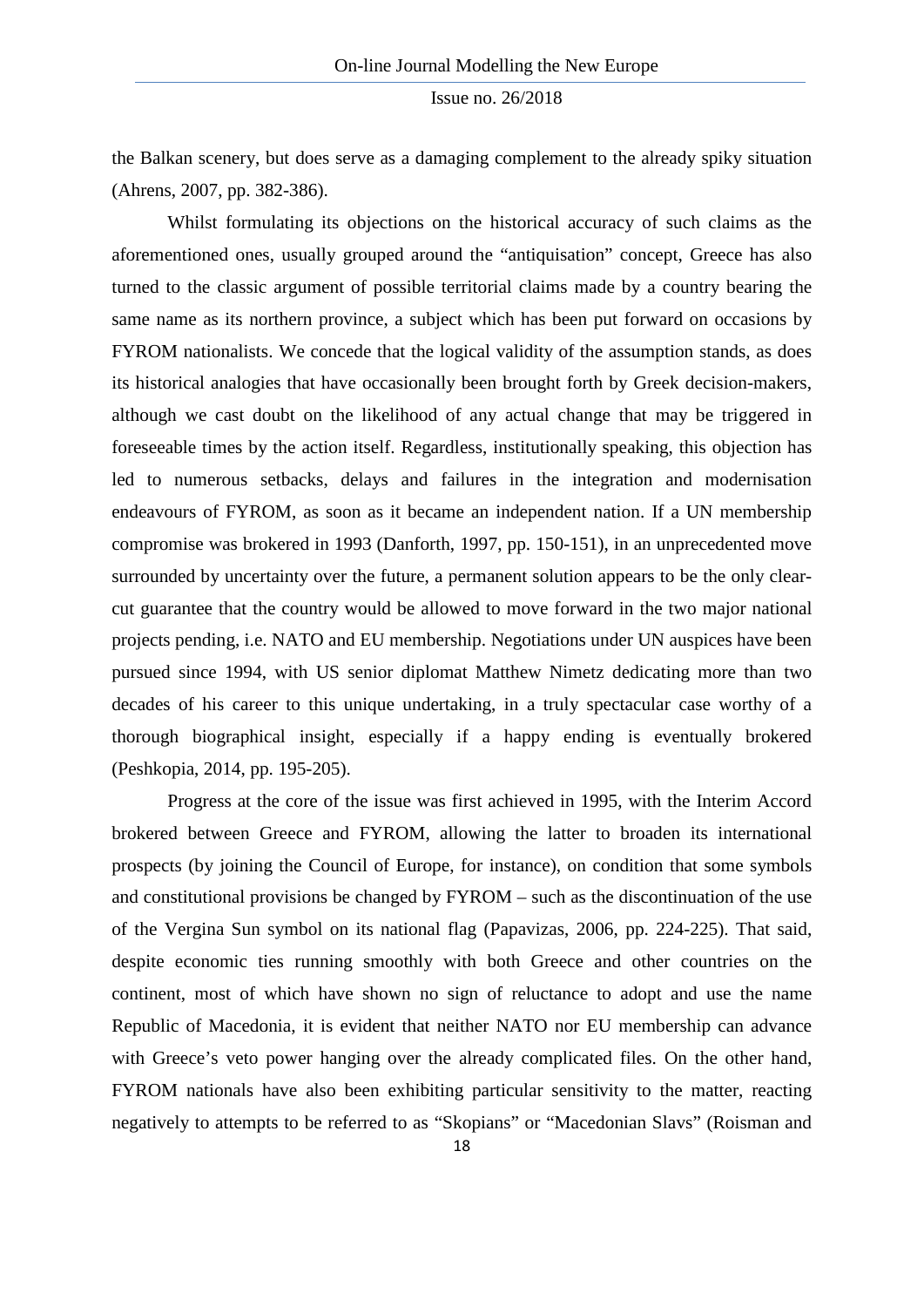the Balkan scenery, but does serve as a damaging complement to the already spiky situation (Ahrens, 2007, pp. 382-386).

Whilst formulating its objections on the historical accuracy of such claims as the aforementioned ones, usually grouped around the "antiquisation" concept, Greece has also turned to the classic argument of possible territorial claims made by a country bearing the same name as its northern province, a subject which has been put forward on occasions by FYROM nationalists. We concede that the logical validity of the assumption stands, as does its historical analogies that have occasionally been brought forth by Greek decision-makers, although we cast doubt on the likelihood of any actual change that may be triggered in foreseeable times by the action itself. Regardless, institutionally speaking, this objection has led to numerous setbacks, delays and failures in the integration and modernisation endeavours of FYROM, as soon as it became an independent nation. If a UN membership compromise was brokered in 1993 (Danforth, 1997, pp. 150-151), in an unprecedented move surrounded by uncertainty over the future, a permanent solution appears to be the only clear-cut guarantee that the country would be allowed to move forward in the two major national projects pending, i.e. NATO and EU membership. Negotiations under UN auspices have been pursued since 1994, with US senior diplomat Matthew Nimetz dedicating more than two decades of his career to this unique undertaking, in a truly spectacular case worthy of a thorough biographical insight, especially if a happy ending is eventually brokered (Peshkopia, 2014, pp. 195-205).

Progress at the core of the issue was first achieved in 1995, with the Interim Accord brokered between Greece and FYROM, allowing the latter to broaden its international prospects (by joining the Council of Europe, for instance), on condition that some symbols and constitutional provisions be changed by FYROM – such as the discontinuation of the use of the Vergina Sun symbol on its national flag (Papavizas, 2006, pp. 224-225). That said, despite economic ties running smoothly with both Greece and other countries on the continent, most of which have shown no sign of reluctance to adopt and use the name Republic of Macedonia, it is evident that neither NATO nor EU membership can advance with Greece's veto power hanging over the already complicated files. On the other hand, FYROM nationals have also been exhibiting particular sensitivity to the matter, reacting negatively to attempts to be referred to as "Skopians" or "Macedonian Slavs" (Roisman and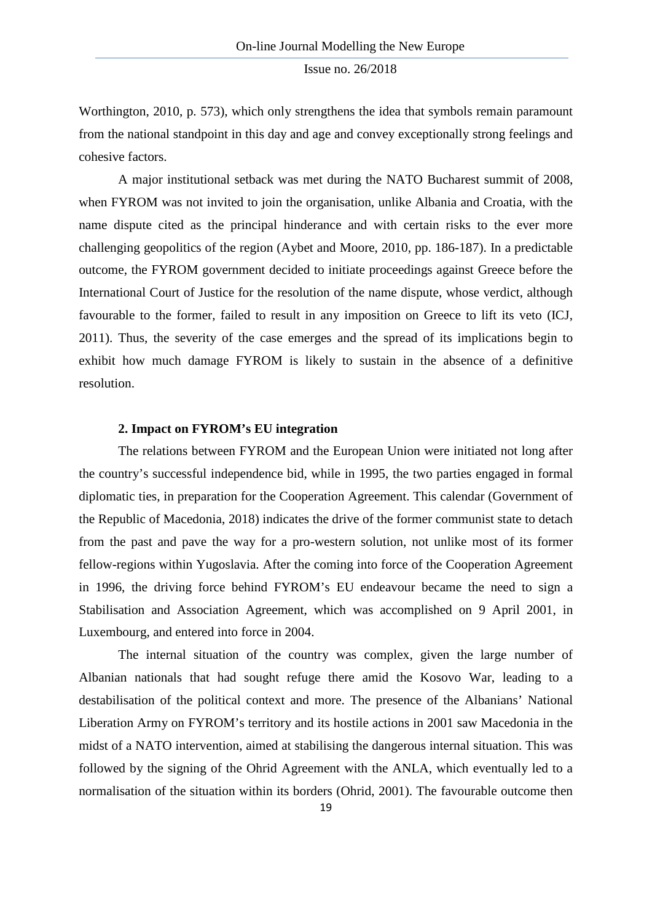Worthington, 2010, p. 573), which only strengthens the idea that symbols remain paramount from the national standpoint in this day and age and convey exceptionally strong feelings and cohesive factors.

A major institutional setback was met during the NATO Bucharest summit of 2008, when FYROM was not invited to join the organisation, unlike Albania and Croatia, with the name dispute cited as the principal hinderance and with certain risks to the ever more challenging geopolitics of the region (Aybet and Moore, 2010, pp. 186-187). In a predictable outcome, the FYROM government decided to initiate proceedings against Greece before the International Court of Justice for the resolution of the name dispute, whose verdict, although favourable to the former, failed to result in any imposition on Greece to lift its veto (ICJ, 2011). Thus, the severity of the case emerges and the spread of its implications begin to exhibit how much damage FYROM is likely to sustain in the absence of a definitive resolution.

### 2. Impact on FYROM's EU integration

The relations between FYROM and the European Union were initiated not long after the country's successful independence bid, while in 1995, the two parties engaged in formal diplomatic ties, in preparation for the Cooperation Agreement. This calendar (Government of the Republic of Macedonia, 2018) indicates the drive of the former communist state to detach from the past and pave the way for a pro-western solution, not unlike most of its former fellow-regions within Yugoslavia. After the coming into force of the Cooperation Agreement in 1996, the driving force behind FYROM's EU endeavour became the need to sign a Stabilisation and Association Agreement, which was accomplished on 9 April 2001, in Luxembourg, and entered into force in 2004.

The internal situation of the country was complex, given the large number of Albanian nationals that had sought refuge there amid the Kosovo War, leading to a destabilisation of the political context and more. The presence of the Albanians' National Liberation Army on FYROM's territory and its hostile actions in 2001 saw Macedonia in the midst of a NATO intervention, aimed at stabilising the dangerous internal situation. This was followed by the signing of the Ohrid Agreement with the ANLA, which eventually led to a normalisation of the situation within its borders (Ohrid, 2001). The favourable outcome then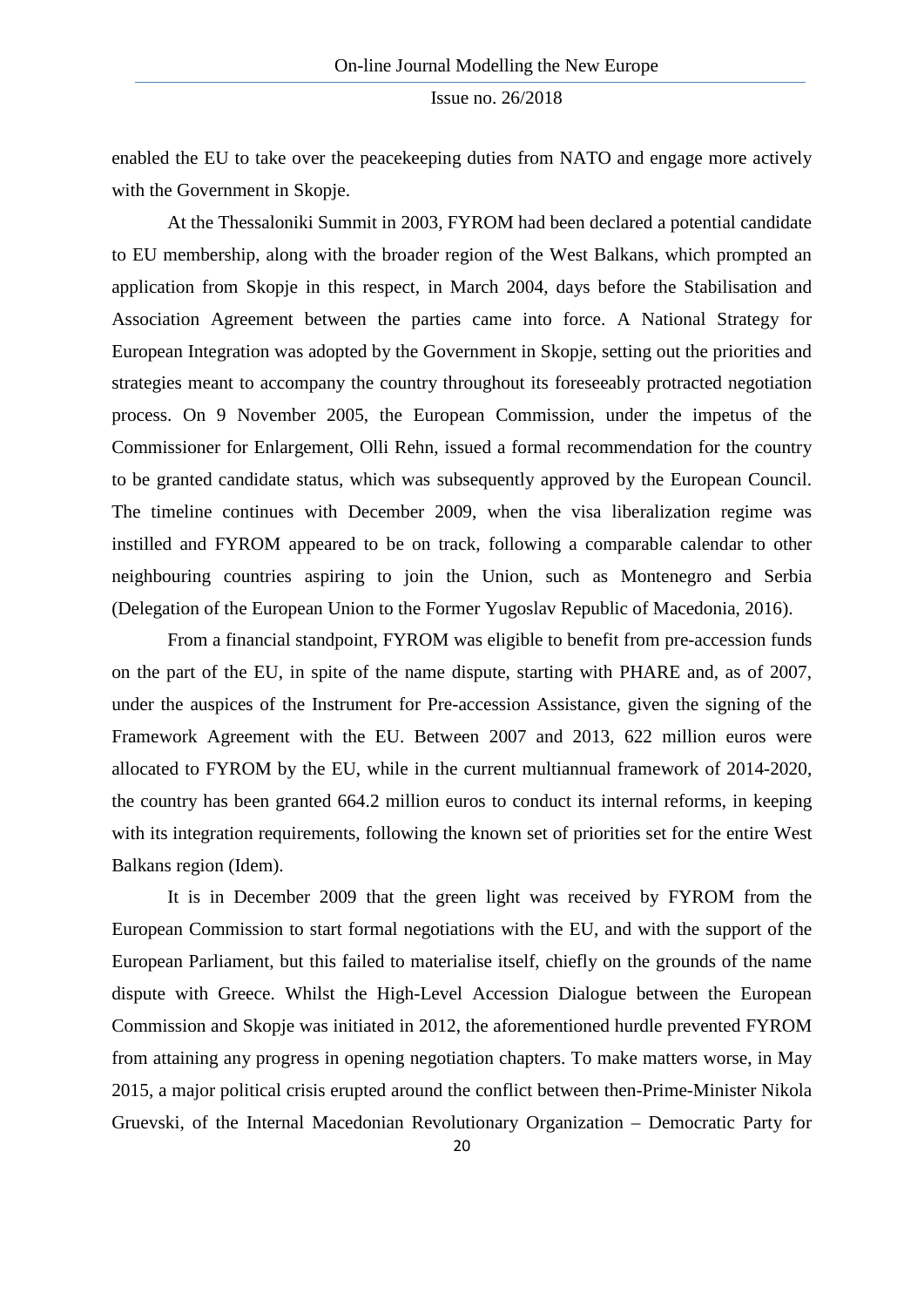enabled the EU to take over the peacekeeping duties from NATO and engage more actively with the Government in Skopje.

At the Thessaloniki Summit in 2003, FYROM had been declared a potential candidate to EU membership, along with the broader region of the West Balkans, which prompted an application from Skopje in this respect, in March 2004, days before the Stabilisation and Association Agreement between the parties came into force. A National Strategy for European Integration was adopted by the Government in Skopje, setting out the priorities and strategies meant to accompany the country throughout its foreseeably protracted negotiation process. On 9 November 2005, the European Commission, under the impetus of the Commissioner for Enlargement, Olli Rehn, issued a formal recommendation for the country to be granted candidate status, which was subsequently approved by the European Council. The timeline continues with December 2009, when the visa liberalization regime was instilled and FYROM appeared to be on track, following a comparable calendar to other neighbouring countries aspiring to join the Union, such as Montenegro and Serbia (Delegation of the European Union to the Former Yugoslav Republic of Macedonia, 2016).

From a financial standpoint, FYROM was eligible to benefit from pre-accession funds on the part of the EU, in spite of the name dispute, starting with PHARE and, as of 2007, under the auspices of the Instrument for Pre-accession Assistance, given the signing of the Framework Agreement with the EU. Between 2007 and 2013, 622 million euros were allocated to FYROM by the EU, while in the current multiannual framework of 2014-2020, the country has been granted 664.2 million euros to conduct its internal reforms, in keeping with its integration requirements, following the known set of priorities set for the entire West Balkans region (Idem).

It is in December 2009 that the green light was received by FYROM from the European Commission to start formal negotiations with the EU, and with the support of the European Parliament, but this failed to materialise itself, chiefly on the grounds of the name dispute with Greece. Whilst the High-Level Accession Dialogue between the European Commission and Skopje was initiated in 2012, the aforementioned hurdle prevented FYROM from attaining any progress in opening negotiation chapters. To make matters worse, in May 2015, a major political crisis erupted around the conflict between then-Prime-Minister Nikola Gruevski, of the Internal Macedonian Revolutionary Organization – Democratic Party for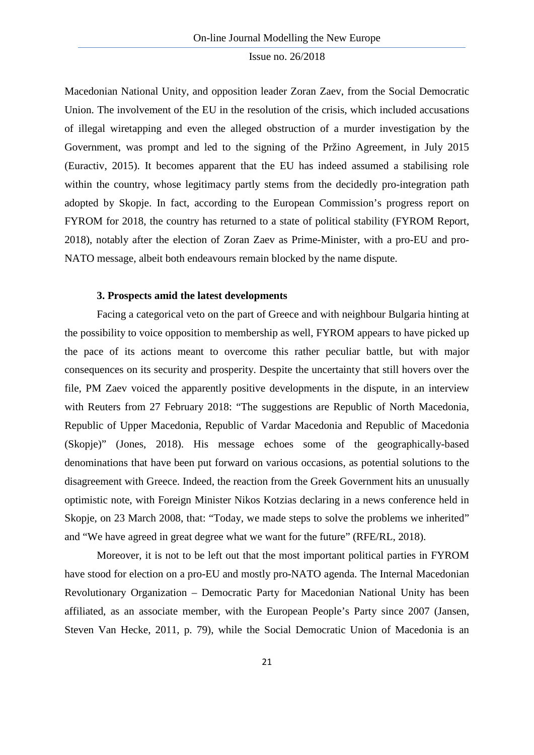Macedonian National Unity, and opposition leader Zoran Zaev, from the Social Democratic Union. The involvement of the EU in the resolution of the crisis, which included accusations of illegal wiretapping and even the alleged obstruction of a murder investigation by the Government, was prompt and led to the signing of the Pržino Agreement, in July 2015 (Euractiv, 2015). It becomes apparent that the EU has indeed assumed a stabilising role within the country, whose legitimacy partly stems from the decidedly pro-integration path adopted by Skopje. In fact, according to the European Commission's progress report on FYROM for 2018, the country has returned to a state of political stability (FYROM Report, 2018), notably after the election of Zoran Zaev as Prime-Minister, with a pro-EU and pro-NATO message, albeit both endeavours remain blocked by the name dispute.

### 3. Prospects amid the latest developments

Facing a categorical veto on the part of Greece and with neighbour Bulgaria hinting at the possibility to voice opposition to membership as well, FYROM appears to have picked up the pace of its actions meant to overcome this rather peculiar battle, but with major consequences on its security and prosperity. Despite the uncertainty that still hovers over the file, PM Zaev voiced the apparently positive developments in the dispute, in an interview with Reuters from 27 February 2018: "The suggestions are Republic of North Macedonia, Republic of Upper Macedonia, Republic of Vardar Macedonia and Republic of Macedonia (Skopje)" (Jones, 2018). His message echoes some of the geographically-based denominations that have been put forward on various occasions, as potential solutions to the disagreement with Greece. Indeed, the reaction from the Greek Government hits an unusually optimistic note, with Foreign Minister Nikos Kotzias declaring in a news conference held in Skopje, on 23 March 2008, that: "Today, we made steps to solve the problems we inherited" and "We have agreed in great degree what we want for the future" (RFE/RL, 2018).

Moreover, it is not to be left out that the most important political parties in FYROM have stood for election on a pro-EU and mostly pro-NATO agenda. The Internal Macedonian Revolutionary Organization – Democratic Party for Macedonian National Unity has been affiliated, as an associate member, with the European People's Party since 2007 (Jansen, Steven Van Hecke, 2011, p. 79), while the Social Democratic Union of Macedonia is an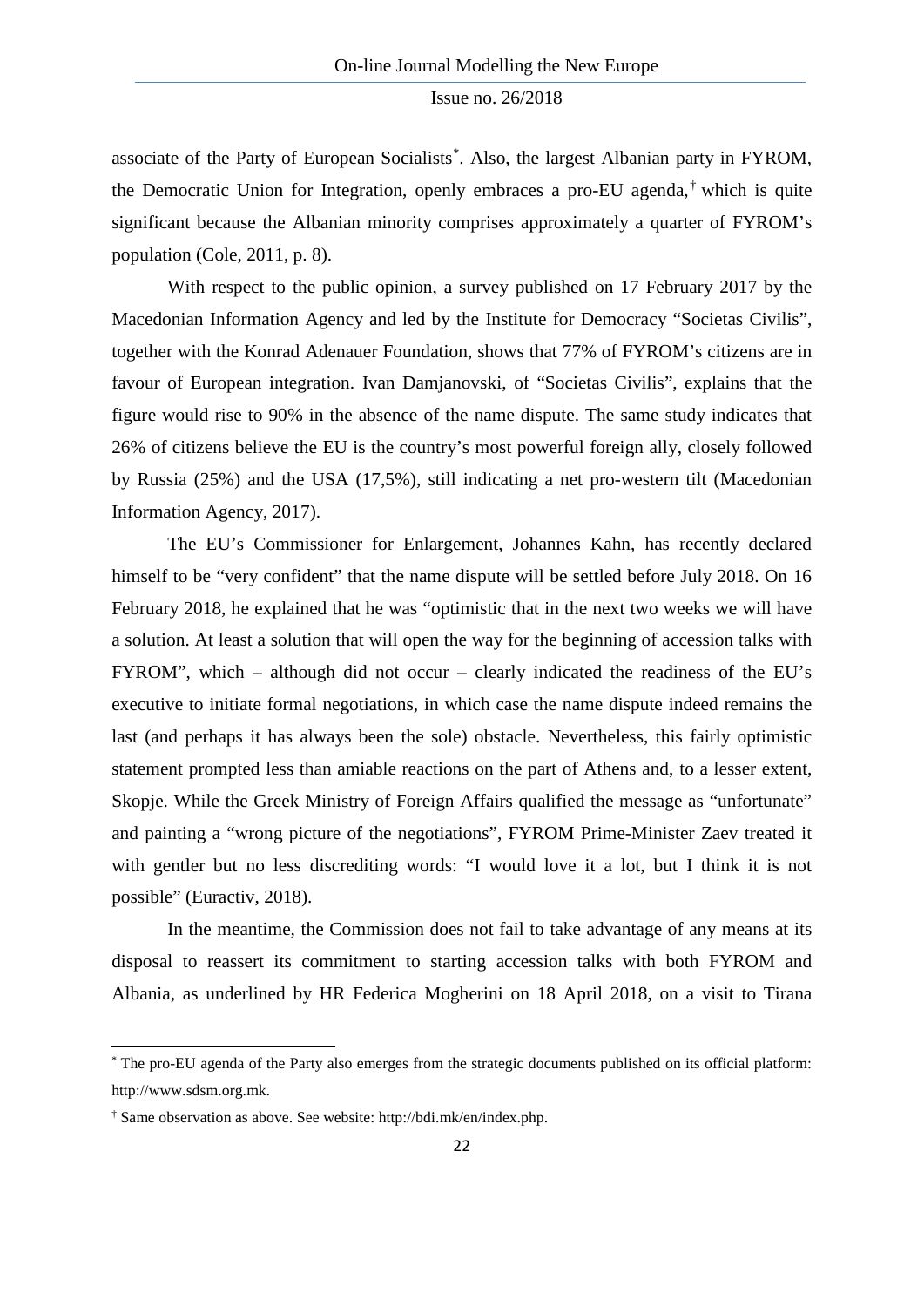associate of the Party of European Socialists[*]. Also, the largest Albanian party in FYROM, the Democratic Union for Integration, openly embraces a pro-EU agenda,[†] which is quite significant because the Albanian minority comprises approximately a quarter of FYROM's population (Cole, 2011, p. 8).

With respect to the public opinion, a survey published on 17 February 2017 by the Macedonian Information Agency and led by the Institute for Democracy "Societas Civilis", together with the Konrad Adenauer Foundation, shows that 77% of FYROM's citizens are in favour of European integration. Ivan Damjanovski, of "Societas Civilis", explains that the figure would rise to 90% in the absence of the name dispute. The same study indicates that 26% of citizens believe the EU is the country's most powerful foreign ally, closely followed by Russia (25%) and the USA (17,5%), still indicating a net pro-western tilt (Macedonian Information Agency, 2017).

The EU's Commissioner for Enlargement, Johannes Kahn, has recently declared himself to be "very confident" that the name dispute will be settled before July 2018. On 16 February 2018, he explained that he was "optimistic that in the next two weeks we will have a solution. At least a solution that will open the way for the beginning of accession talks with FYROM", which – although did not occur – clearly indicated the readiness of the EU's executive to initiate formal negotiations, in which case the name dispute indeed remains the last (and perhaps it has always been the sole) obstacle. Nevertheless, this fairly optimistic statement prompted less than amiable reactions on the part of Athens and, to a lesser extent, Skopje. While the Greek Ministry of Foreign Affairs qualified the message as "unfortunate" and painting a "wrong picture of the negotiations", FYROM Prime-Minister Zaev treated it with gentler but no less discrediting words: "I would love it a lot, but I think it is not possible" (Euractiv, 2018).

In the meantime, the Commission does not fail to take advantage of any means at its disposal to reassert its commitment to starting accession talks with both FYROM and Albania, as underlined by HR Federica Mogherini on 18 April 2018, on a visit to Tirana

---

[*] The pro-EU agenda of the Party also emerges from the strategic documents published on its official platform: http://www.sdsm.org.mk.

[†] Same observation as above. See website: http://bdi.mk/en/index.php.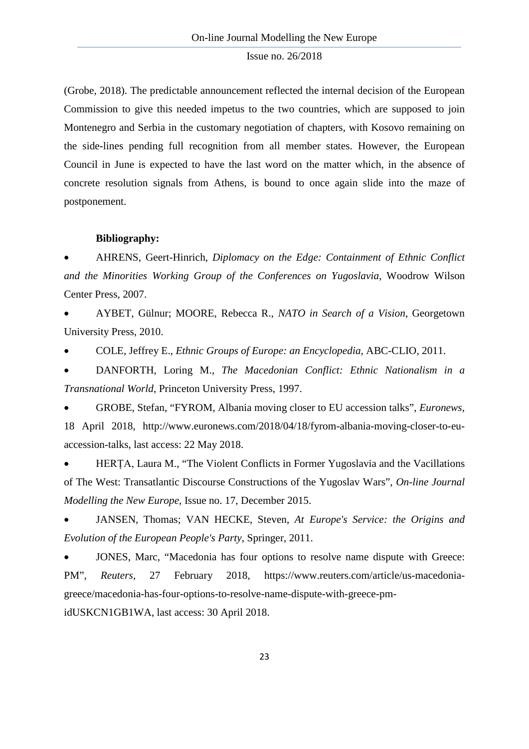(Grobe, 2018). The predictable announcement reflected the internal decision of the European Commission to give this needed impetus to the two countries, which are supposed to join Montenegro and Serbia in the customary negotiation of chapters, with Kosovo remaining on the side-lines pending full recognition from all member states. However, the European Council in June is expected to have the last word on the matter which, in the absence of concrete resolution signals from Athens, is bound to once again slide into the maze of postponement.

**Bibliography:**

- AHRENS, Geert-Hinrich, *Diplomacy on the Edge: Containment of Ethnic Conflict and the Minorities Working Group of the Conferences on Yugoslavia*, Woodrow Wilson Center Press, 2007.
- AYBET, Gülnur; MOORE, Rebecca R., *NATO in Search of a Vision*, Georgetown University Press, 2010.
- COLE, Jeffrey E., *Ethnic Groups of Europe: an Encyclopedia*, ABC-CLIO, 2011.
- DANFORTH, Loring M., *The Macedonian Conflict: Ethnic Nationalism in a Transnational World*, Princeton University Press, 1997.
- GROBE, Stefan, "FYROM, Albania moving closer to EU accession talks", *Euronews*, 18 April 2018, http://www.euronews.com/2018/04/18/fyrom-albania-moving-closer-to-eu-accession-talks, last access: 22 May 2018.
- HERȚA, Laura M., "The Violent Conflicts in Former Yugoslavia and the Vacillations of The West: Transatlantic Discourse Constructions of the Yugoslav Wars", *On-line Journal Modelling the New Europe*, Issue no. 17, December 2015.
- JANSEN, Thomas; VAN HECKE, Steven, *At Europe's Service: the Origins and Evolution of the European People's Party*, Springer, 2011.
- JONES, Marc, "Macedonia has four options to resolve name dispute with Greece: PM", *Reuters*, 27 February 2018, https://www.reuters.com/article/us-macedonia-greece/macedonia-has-four-options-to-resolve-name-dispute-with-greece-pm-idUSKCN1GB1WA, last access: 30 April 2018.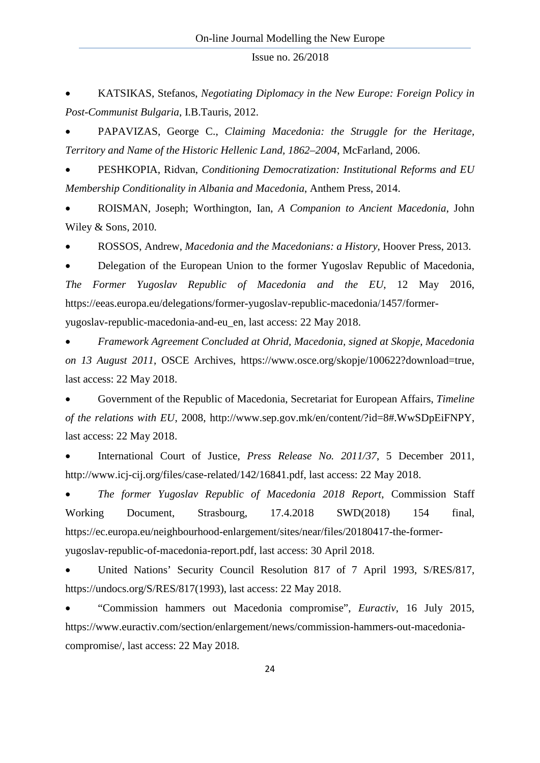- KATSIKAS, Stefanos, *Negotiating Diplomacy in the New Europe: Foreign Policy in Post-Communist Bulgaria*, I.B.Tauris, 2012.
- PAPAVIZAS, George C., *Claiming Macedonia: the Struggle for the Heritage, Territory and Name of the Historic Hellenic Land, 1862–2004*, McFarland, 2006.
- PESHKOPIA, Ridvan, *Conditioning Democratization: Institutional Reforms and EU Membership Conditionality in Albania and Macedonia*, Anthem Press, 2014.
- ROISMAN, Joseph; Worthington, Ian, *A Companion to Ancient Macedonia*, John Wiley & Sons, 2010.
- ROSSOS, Andrew, *Macedonia and the Macedonians: a History*, Hoover Press, 2013.
- Delegation of the European Union to the former Yugoslav Republic of Macedonia, *The Former Yugoslav Republic of Macedonia and the EU*, 12 May 2016, https://eeas.europa.eu/delegations/former-yugoslav-republic-macedonia/1457/former-yugoslav-republic-macedonia-and-eu_en, last access: 22 May 2018.
- *Framework Agreement Concluded at Ohrid, Macedonia, signed at Skopje, Macedonia on 13 August 2011*, OSCE Archives, https://www.osce.org/skopje/100622?download=true, last access: 22 May 2018.
- Government of the Republic of Macedonia, Secretariat for European Affairs, *Timeline of the relations with EU*, 2008, http://www.sep.gov.mk/en/content/?id=8#.WwSDpEiFNPY, last access: 22 May 2018.
- International Court of Justice, *Press Release No. 2011/37*, 5 December 2011, http://www.icj-cij.org/files/case-related/142/16841.pdf, last access: 22 May 2018.
- *The former Yugoslav Republic of Macedonia 2018 Report*, Commission Staff Working Document, Strasbourg, 17.4.2018 SWD(2018) 154 final, https://ec.europa.eu/neighbourhood-enlargement/sites/near/files/20180417-the-former-yugoslav-republic-of-macedonia-report.pdf, last access: 30 April 2018.
- United Nations' Security Council Resolution 817 of 7 April 1993, S/RES/817, https://undocs.org/S/RES/817(1993), last access: 22 May 2018.
- "Commission hammers out Macedonia compromise", *Euractiv*, 16 July 2015, https://www.euractiv.com/section/enlargement/news/commission-hammers-out-macedonia-compromise/, last access: 22 May 2018.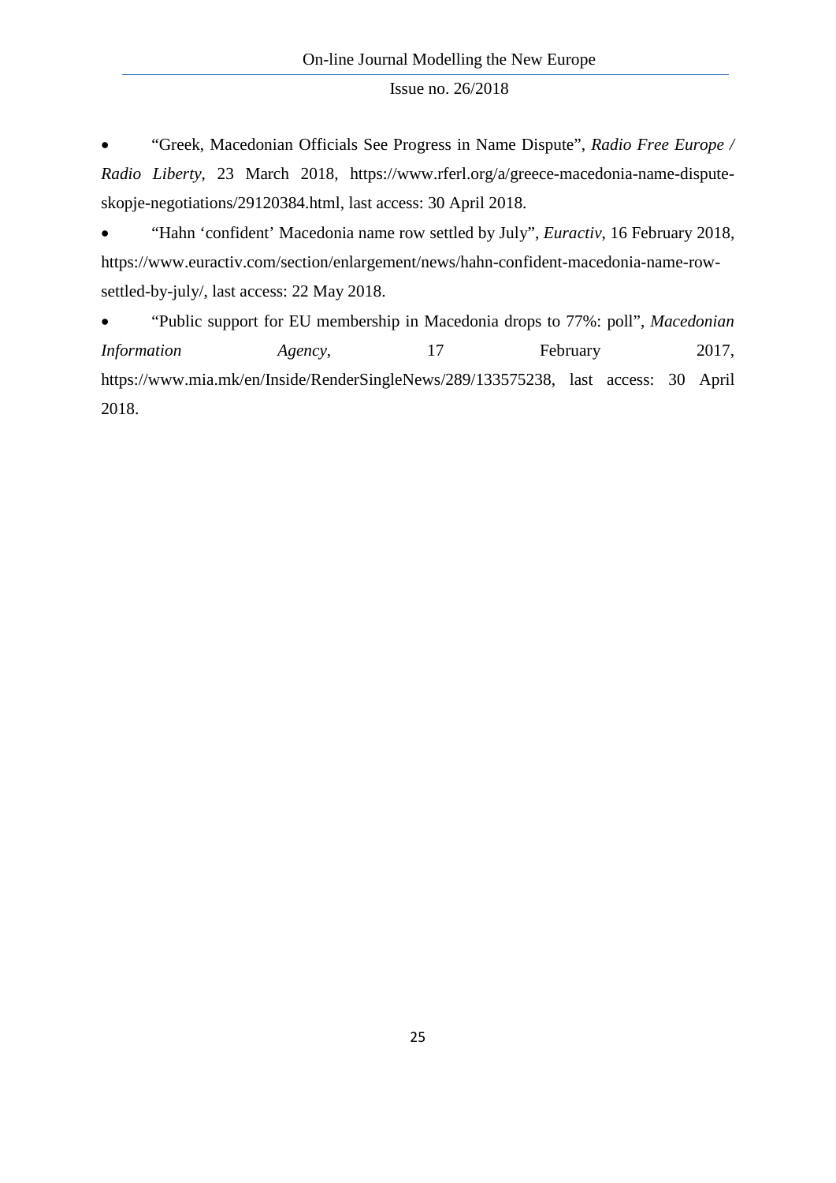- “Greek, Macedonian Officials See Progress in Name Dispute”, *Radio Free Europe / Radio Liberty*, 23 March 2018, https://www.rferl.org/a/greece-macedonia-name-dispute-skopje-negotiations/29120384.html, last access: 30 April 2018.
- “Hahn ‘confident’ Macedonia name row settled by July”, *Euractiv*, 16 February 2018, https://www.euractiv.com/section/enlargement/news/hahn-confident-macedonia-name-row-settled-by-july/, last access: 22 May 2018.
- “Public support for EU membership in Macedonia drops to 77%: poll”, *Macedonian Information Agency*, 17 February 2017, https://www.mia.mk/en/Inside/RenderSingleNews/289/133575238, last access: 30 April 2018.